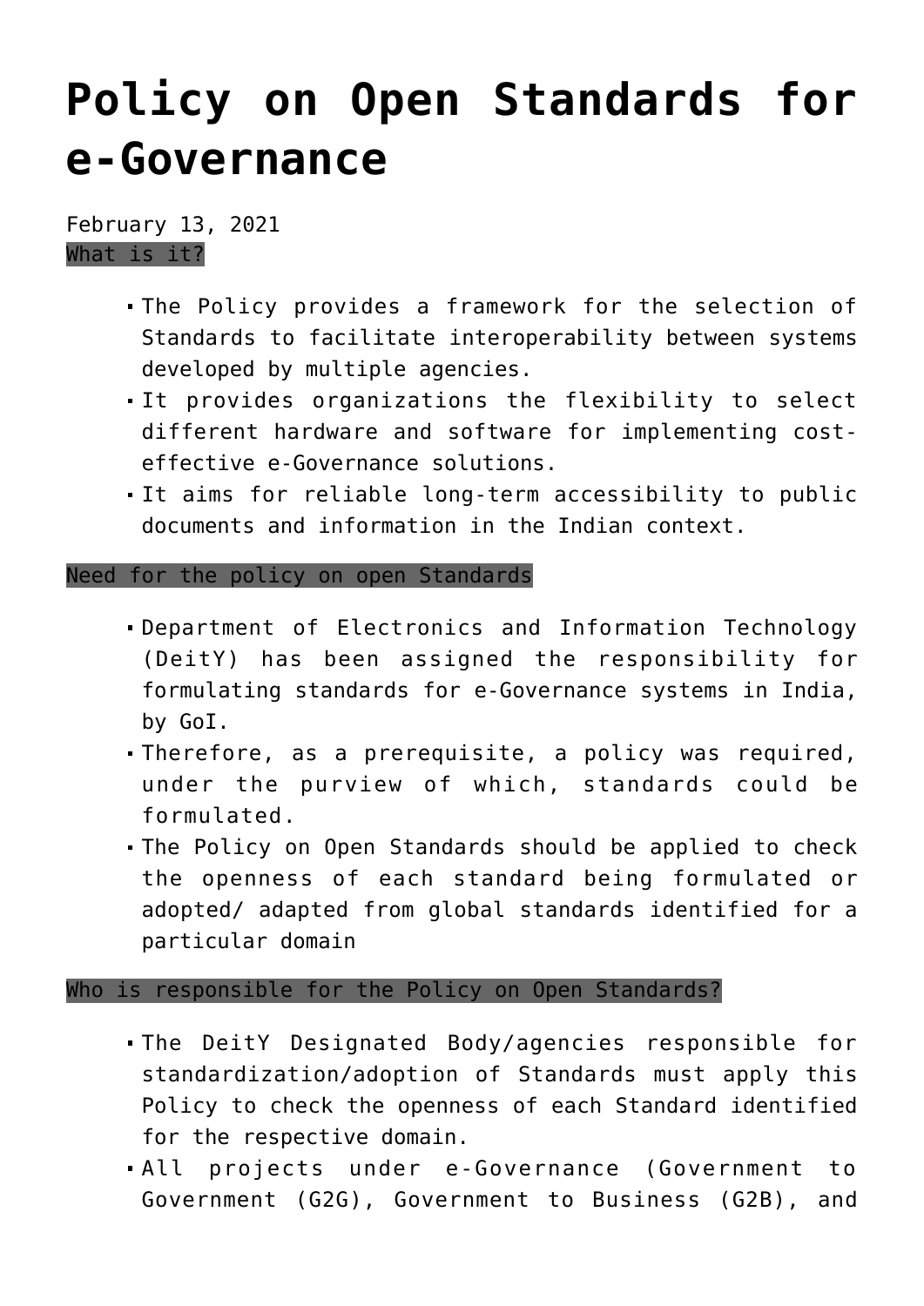# Policy on Open Standards for e-Governance

February 13, 2021

What is it?

- The Policy provides a framework for the selection of Standards to facilitate interoperability between systems developed by multiple agencies.
- It provides organizations the flexibility to select different hardware and software for implementing cost-effective e-Governance solutions.
- It aims for reliable long-term accessibility to public documents and information in the Indian context.

Need for the policy on open Standards

- Department of Electronics and Information Technology (DeitY) has been assigned the responsibility for formulating standards for e-Governance systems in India, by GoI.
- Therefore, as a prerequisite, a policy was required, under the purview of which, standards could be formulated.
- The Policy on Open Standards should be applied to check the openness of each standard being formulated or adopted/ adapted from global standards identified for a particular domain

Who is responsible for the Policy on Open Standards?

- The DeitY Designated Body/agencies responsible for standardization/adoption of Standards must apply this Policy to check the openness of each Standard identified for the respective domain.
- All projects under e-Governance (Government to Government (G2G), Government to Business (G2B), and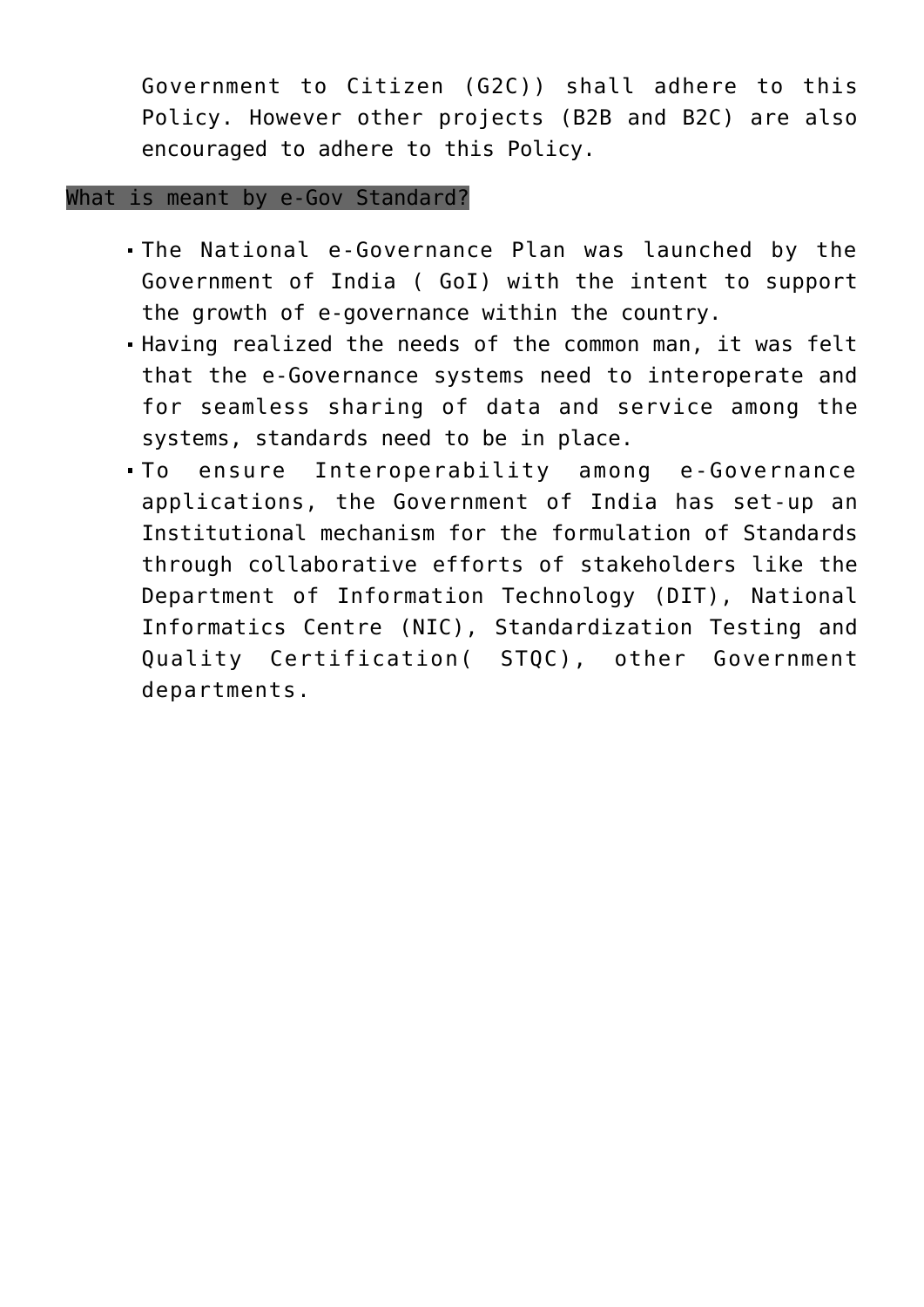Government to Citizen (G2C)) shall adhere to this Policy. However other projects (B2B and B2C) are also encouraged to adhere to this Policy.

## What is meant by e-Gov Standard?

- The National e-Governance Plan was launched by the Government of India ( GoI) with the intent to support the growth of e-governance within the country.
- Having realized the needs of the common man, it was felt that the e-Governance systems need to interoperate and for seamless sharing of data and service among the systems, standards need to be in place.
- To ensure Interoperability among e-Governance applications, the Government of India has set-up an Institutional mechanism for the formulation of Standards through collaborative efforts of stakeholders like the Department of Information Technology (DIT), National Informatics Centre (NIC), Standardization Testing and Quality Certification( STQC), other Government departments.